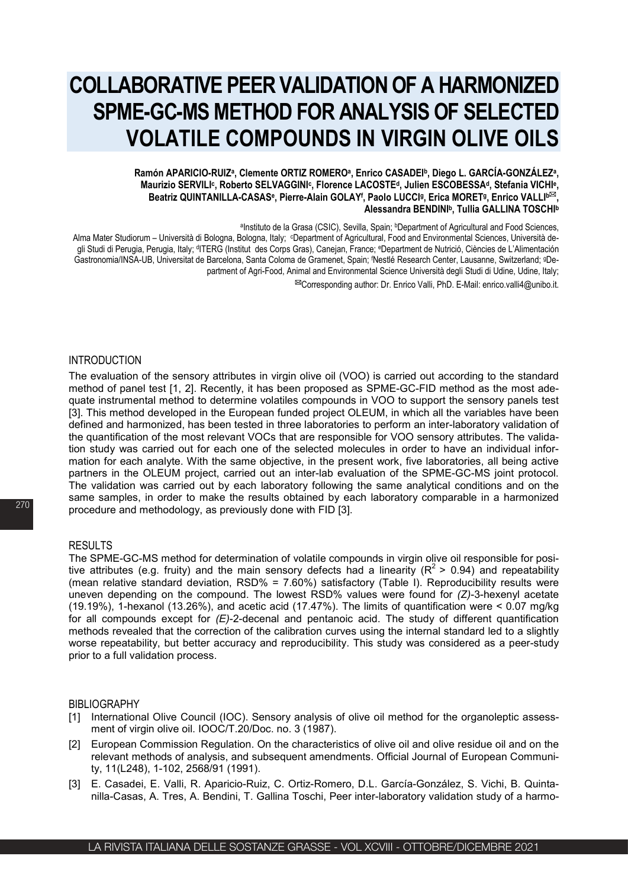# COLLABORATIVE PEER VALIDATION OF A HARMONIZED SPME-GC-MS METHOD FOR ANALYSIS OF SELECTED VOLATILE COMPOUNDS IN VIRGIN OLIVE OILS

**Ramón APARICIO-RUIZ[a], Clemente ORTIZ ROMERO[a], Enrico CASADEI[b], Diego L. GARCÍA-GONZÁLEZ[a], Maurizio SERVILI[c], Roberto SELVAGGINI[c], Florence LACOSTE[d], Julien ESCOBESSA[d], Stefania VICHI[e], Beatriz QUINTANILLA-CASAS[e], Pierre-Alain GOLAY[f], Paolo LUCCI[g], Erica MORET[g], Enrico VALLI[b]✉, Alessandra BENDINI[b], Tullia GALLINA TOSCHI[b]**

[a]Instituto de la Grasa (CSIC), Sevilla, Spain; [b]Department of Agricultural and Food Sciences, Alma Mater Studiorum – Università di Bologna, Bologna, Italy; [c]Department of Agricultural, Food and Environmental Sciences, Università degli Studi di Perugia, Perugia, Italy; [d]ITERG (Institut des Corps Gras), Canejan, France; [e]Department de Nutrició, Ciències de L'Alimentación Gastronomia/INSA-UB, Universitat de Barcelona, Santa Coloma de Gramenet, Spain; [f]Nestlé Research Center, Lausanne, Switzerland; [g]Department of Agri-Food, Animal and Environmental Science Università degli Studi di Udine, Udine, Italy;

✉Corresponding author: Dr. Enrico Valli, PhD. E-Mail: enrico.valli4@unibo.it.

## INTRODUCTION

The evaluation of the sensory attributes in virgin olive oil (VOO) is carried out according to the standard method of panel test [1, 2]. Recently, it has been proposed as SPME-GC-FID method as the most adequate instrumental method to determine volatiles compounds in VOO to support the sensory panels test [3]. This method developed in the European funded project OLEUM, in which all the variables have been defined and harmonized, has been tested in three laboratories to perform an inter-laboratory validation of the quantification of the most relevant VOCs that are responsible for VOO sensory attributes. The validation study was carried out for each one of the selected molecules in order to have an individual information for each analyte. With the same objective, in the present work, five laboratories, all being active partners in the OLEUM project, carried out an inter-lab evaluation of the SPME-GC-MS joint protocol. The validation was carried out by each laboratory following the same analytical conditions and on the same samples, in order to make the results obtained by each laboratory comparable in a harmonized procedure and methodology, as previously done with FID [3].

## RESULTS

The SPME-GC-MS method for determination of volatile compounds in virgin olive oil responsible for positive attributes (e.g. fruity) and the main sensory defects had a linearity ($R^2 > 0.94$) and repeatability (mean relative standard deviation, RSD% = 7.60%) satisfactory (Table I). Reproducibility results were uneven depending on the compound. The lowest RSD% values were found for *(Z)*-3-hexenyl acetate (19.19%), 1-hexanol (13.26%), and acetic acid (17.47%). The limits of quantification were < 0.07 mg/kg for all compounds except for *(E)*-2-decenal and pentanoic acid. The study of different quantification methods revealed that the correction of the calibration curves using the internal standard led to a slightly worse repeatability, but better accuracy and reproducibility. This study was considered as a peer-study prior to a full validation process.

## BIBLIOGRAPHY

[1] International Olive Council (IOC). Sensory analysis of olive oil method for the organoleptic assessment of virgin olive oil. IOOC/T.20/Doc. no. 3 (1987).

[2] European Commission Regulation. On the characteristics of olive oil and olive residue oil and on the relevant methods of analysis, and subsequent amendments. Official Journal of European Community, 11(L248), 1-102, 2568/91 (1991).

[3] E. Casadei, E. Valli, R. Aparicio-Ruiz, C. Ortiz-Romero, D.L. García-González, S. Vichi, B. Quintanilla-Casas, A. Tres, A. Bendini, T. Gallina Toschi, Peer inter-laboratory validation study of a harmo-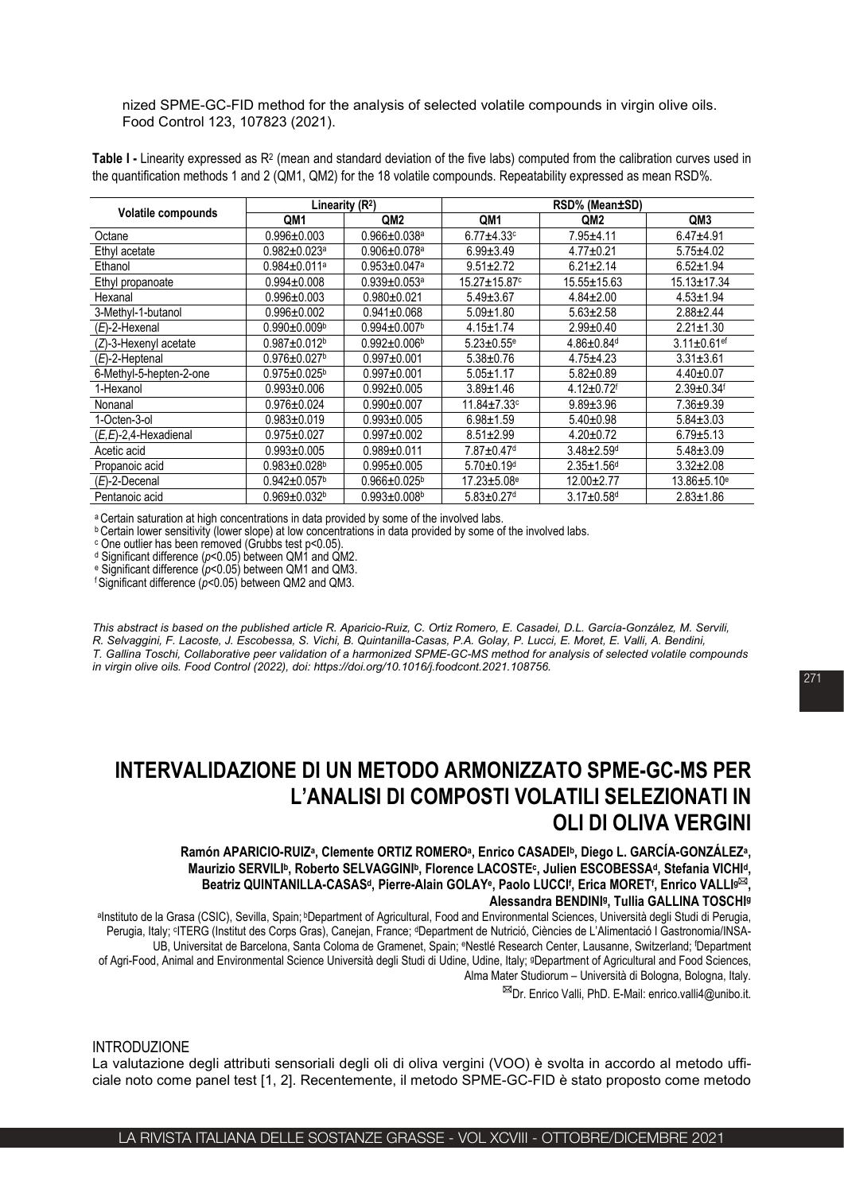nized SPME-GC-FID method for the analysis of selected volatile compounds in virgin olive oils. Food Control 123, 107823 (2021).

**Table I -** Linearity expressed as $R^2$ (mean and standard deviation of the five labs) computed from the calibration curves used in the quantification methods 1 and 2 (QM1, QM2) for the 18 volatile compounds. Repeatability expressed as mean RSD%.

| Volatile compounds | Linearity ($R^2$) | | RSD% (Mean±SD) | | |
|---|---|---|---|---|---|
| | QM1 | QM2 | QM1 | QM2 | QM3 |
| Octane | 0.996±0.003 | 0.966±0.038[a] | 6.77±4.33[c] | 7.95±4.11 | 6.47±4.91 |
| Ethyl acetate | 0.982±0.023[a] | 0.906±0.078[a] | 6.99±3.49 | 4.77±0.21 | 5.75±4.02 |
| Ethanol | 0.984±0.011[a] | 0.953±0.047[a] | 9.51±2.72 | 6.21±2.14 | 6.52±1.94 |
| Ethyl propanoate | 0.994±0.008 | 0.939±0.053[a] | 15.27±15.87[c] | 15.55±15.63 | 15.13±17.34 |
| Hexanal | 0.996±0.003 | 0.980±0.021 | 5.49±3.67 | 4.84±2.00 | 4.53±1.94 |
| 3-Methyl-1-butanol | 0.996±0.002 | 0.941±0.068 | 5.09±1.80 | 5.63±2.58 | 2.88±2.44 |
| (*E*)-2-Hexenal | 0.990±0.009[b] | 0.994±0.007[b] | 4.15±1.74 | 2.99±0.40 | 2.21±1.30 |
| (*Z*)-3-Hexenyl acetate | 0.987±0.012[b] | 0.992±0.006[b] | 5.23±0.55[e] | 4.86±0.84[d] | 3.11±0.61[ef] |
| (*E*)-2-Heptenal | 0.976±0.027[b] | 0.997±0.001 | 5.38±0.76 | 4.75±4.23 | 3.31±3.61 |
| 6-Methyl-5-hepten-2-one | 0.975±0.025[b] | 0.997±0.001 | 5.05±1.17 | 5.82±0.89 | 4.40±0.07 |
| 1-Hexanol | 0.993±0.006 | 0.992±0.005 | 3.89±1.46 | 4.12±0.72[f] | 2.39±0.34[f] |
| Nonanal | 0.976±0.024 | 0.990±0.007 | 11.84±7.33[c] | 9.89±3.96 | 7.36±9.39 |
| 1-Octen-3-ol | 0.983±0.019 | 0.993±0.005 | 6.98±1.59 | 5.40±0.98 | 5.84±3.03 |
| (*E,E*)-2,4-Hexadienal | 0.975±0.027 | 0.997±0.002 | 8.51±2.99 | 4.20±0.72 | 6.79±5.13 |
| Acetic acid | 0.993±0.005 | 0.989±0.011 | 7.87±0.47[d] | 3.48±2.59[d] | 5.48±3.09 |
| Propanoic acid | 0.983±0.028[b] | 0.995±0.005 | 5.70±0.19[d] | 2.35±1.56[d] | 3.32±2.08 |
| (*E*)-2-Decenal | 0.942±0.057[b] | 0.966±0.025[b] | 17.23±5.08[e] | 12.00±2.77 | 13.86±5.10[e] |
| Pentanoic acid | 0.969±0.032[b] | 0.993±0.008[b] | 5.83±0.27[d] | 3.17±0.58[d] | 2.83±1.86 |

[a] Certain saturation at high concentrations in data provided by some of the involved labs.
[b] Certain lower sensitivity (lower slope) at low concentrations in data provided by some of the involved labs.
[c] One outlier has been removed (Grubbs test $p<0.05$).
[d] Significant difference ($p<0.05$) between QM1 and QM2.
[e] Significant difference ($p<0.05$) between QM1 and QM3.
[f] Significant difference ($p<0.05$) between QM2 and QM3.

*This abstract is based on the published article R. Aparicio-Ruiz, C. Ortiz Romero, E. Casadei, D.L. García-González, M. Servili, R. Selvaggini, F. Lacoste, J. Escobessa, S. Vichi, B. Quintanilla-Casas, P.A. Golay, P. Lucci, E. Moret, E. Valli, A. Bendini, T. Gallina Toschi, Collaborative peer validation of a harmonized SPME-GC-MS method for analysis of selected volatile compounds in virgin olive oils. Food Control (2022), doi: https://doi.org/10.1016/j.foodcont.2021.108756.*

# INTERVALIDAZIONE DI UN METODO ARMONIZZATO SPME-GC-MS PER L'ANALISI DI COMPOSTI VOLATILI SELEZIONATI IN OLI DI OLIVA VERGINI

**Ramón APARICIO-RUIZ[a], Clemente ORTIZ ROMERO[a], Enrico CASADEI[b], Diego L. GARCÍA-GONZÁLEZ[a], Maurizio SERVILI[b], Roberto SELVAGGINI[b], Florence LACOSTE[c], Julien ESCOBESSA[d], Stefania VICHI[d], Beatriz QUINTANILLA-CASAS[d], Pierre-Alain GOLAY[e], Paolo LUCCI[f], Erica MORET[f], Enrico VALLI[g]✉, Alessandra BENDINI[g], Tullia GALLINA TOSCHI[g]**

[a]Instituto de la Grasa (CSIC), Sevilla, Spain; [b]Department of Agricultural, Food and Environmental Sciences, Università degli Studi di Perugia, Perugia, Italy; [c]ITERG (Institut des Corps Gras), Canejan, France; [d]Department de Nutrició, Ciències de L'Alimentació I Gastronomia/INSA-UB, Universitat de Barcelona, Santa Coloma de Gramenet, Spain; [e]Nestlé Research Center, Lausanne, Switzerland; [f]Department of Agri-Food, Animal and Environmental Science Università degli Studi di Udine, Udine, Italy; [g]Department of Agricultural and Food Sciences, Alma Mater Studiorum – Università di Bologna, Bologna, Italy.

✉Dr. Enrico Valli, PhD. E-Mail: enrico.valli4@unibo.it.

## INTRODUZIONE

La valutazione degli attributi sensoriali degli oli di oliva vergini (VOO) è svolta in accordo al metodo ufficiale noto come panel test [1, 2]. Recentemente, il metodo SPME-GC-FID è stato proposto come metodo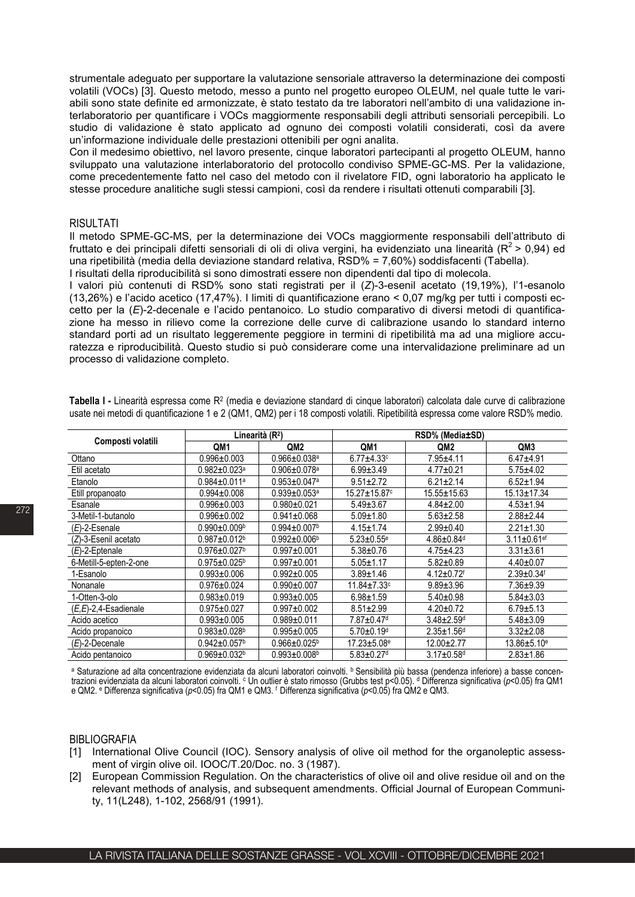strumentale adeguato per supportare la valutazione sensoriale attraverso la determinazione dei composti volatili (VOCs) [3]. Questo metodo, messo a punto nel progetto europeo OLEUM, nel quale tutte le variabili sono state definite ed armonizzate, è stato testato da tre laboratori nell'ambito di una validazione interlaboratorio per quantificare i VOCs maggiormente responsabili degli attributi sensoriali percepibili. Lo studio di validazione è stato applicato ad ognuno dei composti volatili considerati, così da avere un'informazione individuale delle prestazioni ottenibili per ogni analita.

Con il medesimo obiettivo, nel lavoro presente, cinque laboratori partecipanti al progetto OLEUM, hanno sviluppato una valutazione interlaboratorio del protocollo condiviso SPME-GC-MS. Per la validazione, come precedentemente fatto nel caso del metodo con il rivelatore FID, ogni laboratorio ha applicato le stesse procedure analitiche sugli stessi campioni, così da rendere i risultati ottenuti comparabili [3].

## RISULTATI

Il metodo SPME-GC-MS, per la determinazione dei VOCs maggiormente responsabili dell'attributo di fruttato e dei principali difetti sensoriali di oli di oliva vergini, ha evidenziato una linearità ($R^2 > 0,94$) ed una ripetibilità (media della deviazione standard relativa, RSD% = 7,60%) soddisfacenti (Tabella).

I risultati della riproducibilità si sono dimostrati essere non dipendenti dal tipo di molecola.

I valori più contenuti di RSD% sono stati registrati per il (*Z*)-3-esenil acetato (19,19%), l'1-esanolo (13,26%) e l'acido acetico (17,47%). I limiti di quantificazione erano < 0,07 mg/kg per tutti i composti eccetto per la (*E*)-2-decenale e l'acido pentanoico. Lo studio comparativo di diversi metodi di quantificazione ha messo in rilievo come la correzione delle curve di calibrazione usando lo standard interno standard porti ad un risultato leggeremente peggiore in termini di ripetibilità ma ad una migliore accuratezza e riproducibilità. Questo studio si può considerare come una intervalidazione preliminare ad un processo di validazione completo.

**Tabella I -** Linearità espressa come $R^2$ (media e deviazione standard di cinque laboratori) calcolata dale curve di calibrazione usate nei metodi di quantificazione 1 e 2 (QM1, QM2) per i 18 composti volatili. Ripetibilità espressa come valore RSD% medio.

| Composti volatili | Linearità ($R^2$) | | RSD% (Media±SD) | | |
|---|---|---|---|---|---|
| | QM1 | QM2 | QM1 | QM2 | QM3 |
| Ottano | 0.996±0.003 | 0.966±0.038[a] | 6.77±4.33[c] | 7.95±4.11 | 6.47±4.91 |
| Etil acetato | 0.982±0.023[a] | 0.906±0.078[a] | 6.99±3.49 | 4.77±0.21 | 5.75±4.02 |
| Etanolo | 0.984±0.011[a] | 0.953±0.047[a] | 9.51±2.72 | 6.21±2.14 | 6.52±1.94 |
| Etill propanoato | 0.994±0.008 | 0.939±0.053[a] | 15.27±15.87[c] | 15.55±15.63 | 15.13±17.34 |
| Esanale | 0.996±0.003 | 0.980±0.021 | 5.49±3.67 | 4.84±2.00 | 4.53±1.94 |
| 3-Metil-1-butanolo | 0.996±0.002 | 0.941±0.068 | 5.09±1.80 | 5.63±2.58 | 2.88±2.44 |
| (*E*)-2-Esenale | 0.990±0.009[b] | 0.994±0.007[b] | 4.15±1.74 | 2.99±0.40 | 2.21±1.30 |
| (*Z*)-3-Esenil acetato | 0.987±0.012[b] | 0.992±0.006[b] | 5.23±0.55[e] | 4.86±0.84[d] | 3.11±0.61[ef] |
| (*E*)-2-Eptenale | 0.976±0.027[b] | 0.997±0.001 | 5.38±0.76 | 4.75±4.23 | 3.31±3.61 |
| 6-Metill-5-epten-2-one | 0.975±0.025[b] | 0.997±0.001 | 5.05±1.17 | 5.82±0.89 | 4.40±0.07 |
| 1-Esanolo | 0.993±0.006 | 0.992±0.005 | 3.89±1.46 | 4.12±0.72[f] | 2.39±0.34[f] |
| Nonanale | 0.976±0.024 | 0.990±0.007 | 11.84±7.33[c] | 9.89±3.96 | 7.36±9.39 |
| 1-Otten-3-olo | 0.983±0.019 | 0.993±0.005 | 6.98±1.59 | 5.40±0.98 | 5.84±3.03 |
| (*E,E*)-2,4-Esadienale | 0.975±0.027 | 0.997±0.002 | 8.51±2.99 | 4.20±0.72 | 6.79±5.13 |
| Acido acetico | 0.993±0.005 | 0.989±0.011 | 7.87±0.47[d] | 3.48±2.59[d] | 5.48±3.09 |
| Acido propanoico | 0.983±0.028[b] | 0.995±0.005 | 5.70±0.19[d] | 2.35±1.56[d] | 3.32±2.08 |
| (*E*)-2-Decenale | 0.942±0.057[b] | 0.966±0.025[b] | 17.23±5.08[e] | 12.00±2.77 | 13.86±5.10[e] |
| Acido pentanoico | 0.969±0.032[b] | 0.993±0.008[b] | 5.83±0.27[d] | 3.17±0.58[d] | 2.83±1.86 |

[a] Saturazione ad alta concentrazione evidenziata da alcuni laboratori coinvolti. [b] Sensibilità più bassa (pendenza inferiore) a basse concentrazioni evidenziata da alcuni laboratori coinvolti. [c] Un outlier è stato rimosso (Grubbs test $p<0.05$). [d] Differenza significativa ($p<0.05$) fra QM1 e QM2. [e] Differenza significativa ($p<0.05$) fra QM1 e QM3. [f] Differenza significativa ($p<0.05$) fra QM2 e QM3.

## BIBLIOGRAFIA

[1] International Olive Council (IOC). Sensory analysis of olive oil method for the organoleptic assessment of virgin olive oil. IOOC/T.20/Doc. no. 3 (1987).

[2] European Commission Regulation. On the characteristics of olive oil and olive residue oil and on the relevant methods of analysis, and subsequent amendments. Official Journal of European Community, 11(L248), 1-102, 2568/91 (1991).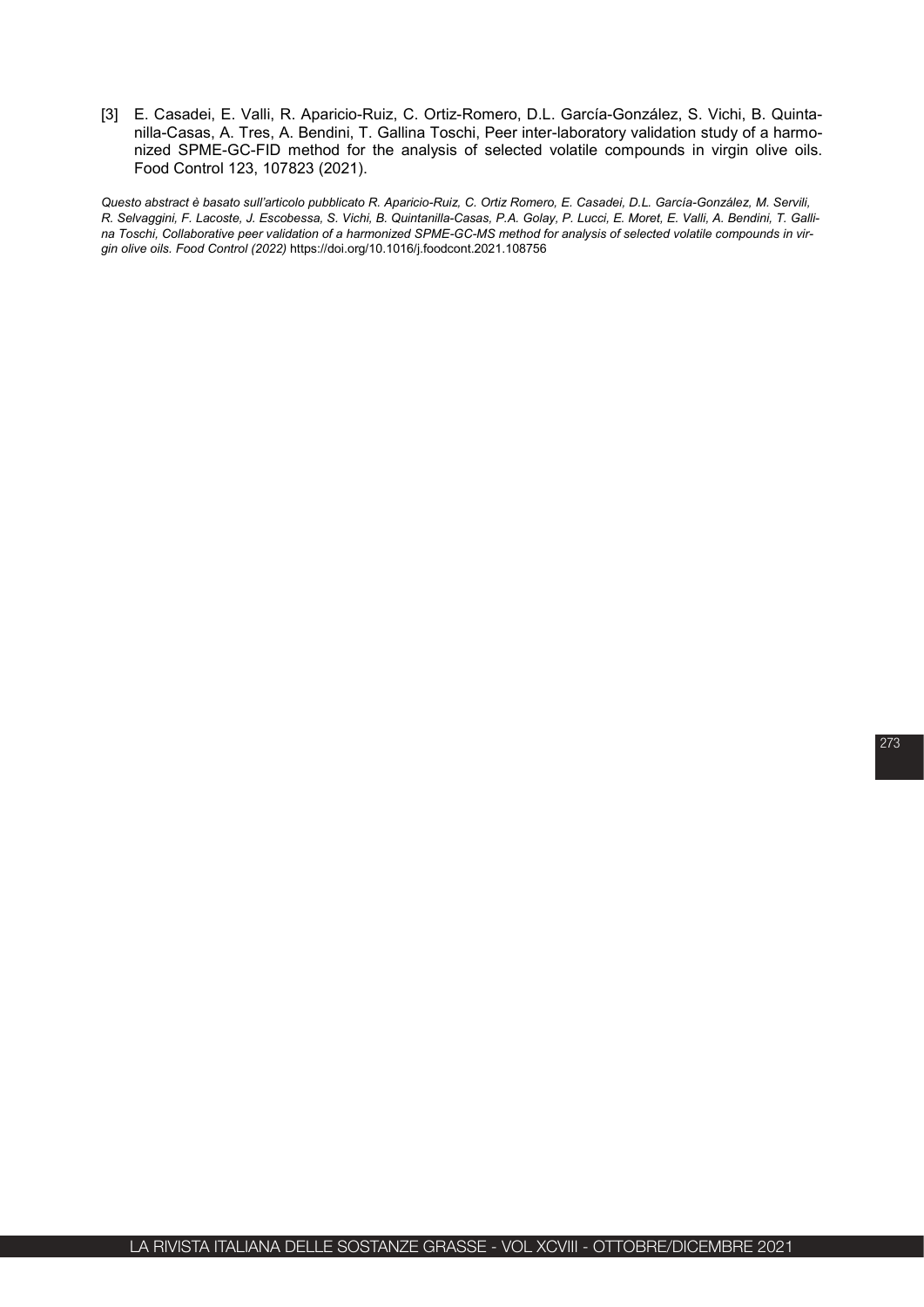[3] E. Casadei, E. Valli, R. Aparicio-Ruiz, C. Ortiz-Romero, D.L. García-González, S. Vichi, B. Quintanilla-Casas, A. Tres, A. Bendini, T. Gallina Toschi, Peer inter-laboratory validation study of a harmonized SPME-GC-FID method for the analysis of selected volatile compounds in virgin olive oils. Food Control 123, 107823 (2021).

*Questo abstract è basato sull'articolo pubblicato R. Aparicio-Ruiz, C. Ortiz Romero, E. Casadei, D.L. García-González, M. Servili, R. Selvaggini, F. Lacoste, J. Escobessa, S. Vichi, B. Quintanilla-Casas, P.A. Golay, P. Lucci, E. Moret, E. Valli, A. Bendini, T. Gallina Toschi, Collaborative peer validation of a harmonized SPME-GC-MS method for analysis of selected volatile compounds in virgin olive oils. Food Control (2022)* https://doi.org/10.1016/j.foodcont.2021.108756